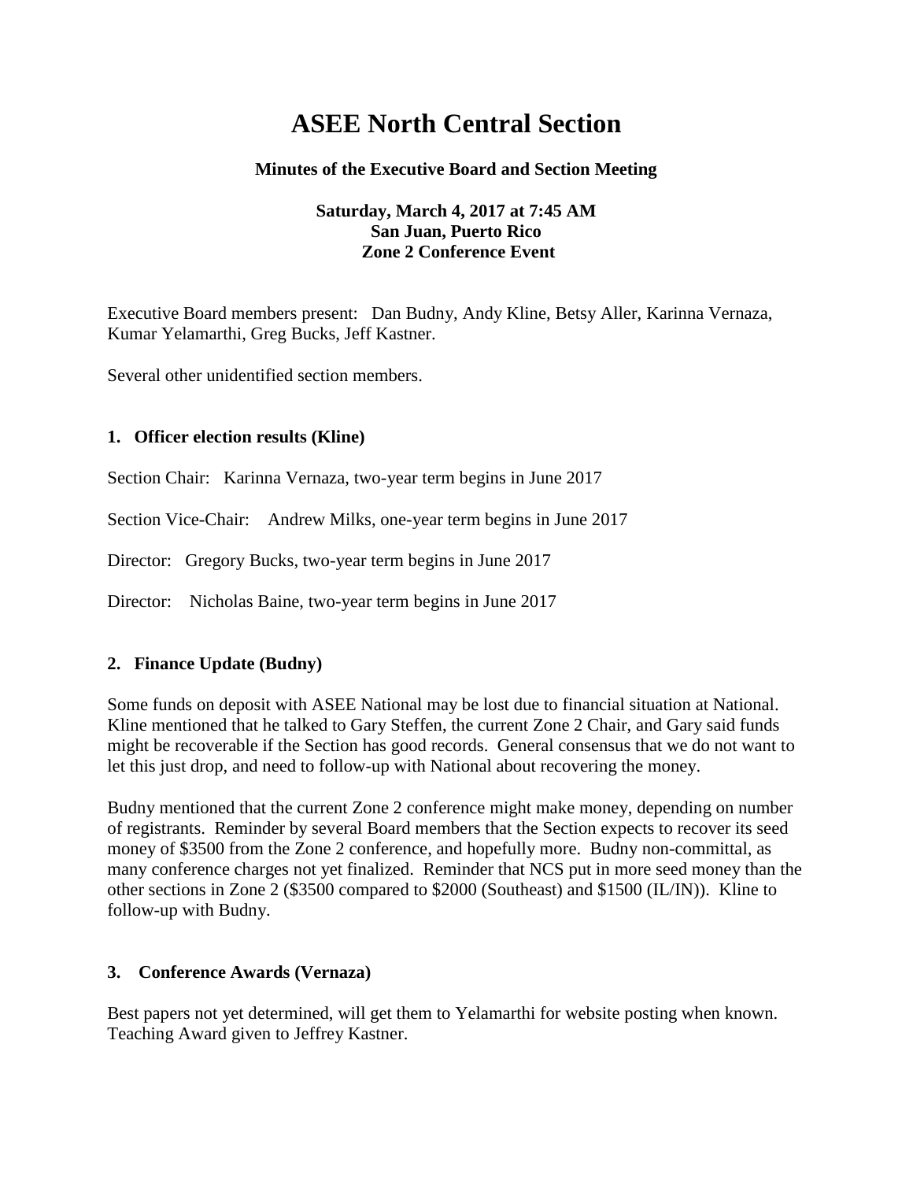# ASEE North Central Section

**Minutes of the Executive Board and Section Meeting**

**Saturday, March 4, 2017 at 7:45 AM**
**San Juan, Puerto Rico**
**Zone 2 Conference Event**

Executive Board members present: Dan Budny, Andy Kline, Betsy Aller, Karinna Vernaza, Kumar Yelamarthi, Greg Bucks, Jeff Kastner.

Several other unidentified section members.

### 1. Officer election results (Kline)

Section Chair: Karinna Vernaza, two-year term begins in June 2017

Section Vice-Chair: Andrew Milks, one-year term begins in June 2017

Director: Gregory Bucks, two-year term begins in June 2017

Director: Nicholas Baine, two-year term begins in June 2017

### 2. Finance Update (Budny)

Some funds on deposit with ASEE National may be lost due to financial situation at National. Kline mentioned that he talked to Gary Steffen, the current Zone 2 Chair, and Gary said funds might be recoverable if the Section has good records. General consensus that we do not want to let this just drop, and need to follow-up with National about recovering the money.

Budny mentioned that the current Zone 2 conference might make money, depending on number of registrants. Reminder by several Board members that the Section expects to recover its seed money of $3500 from the Zone 2 conference, and hopefully more. Budny non-committal, as many conference charges not yet finalized. Reminder that NCS put in more seed money than the other sections in Zone 2 ($3500 compared to $2000 (Southeast) and $1500 (IL/IN)). Kline to follow-up with Budny.

### 3. Conference Awards (Vernaza)

Best papers not yet determined, will get them to Yelamarthi for website posting when known. Teaching Award given to Jeffrey Kastner.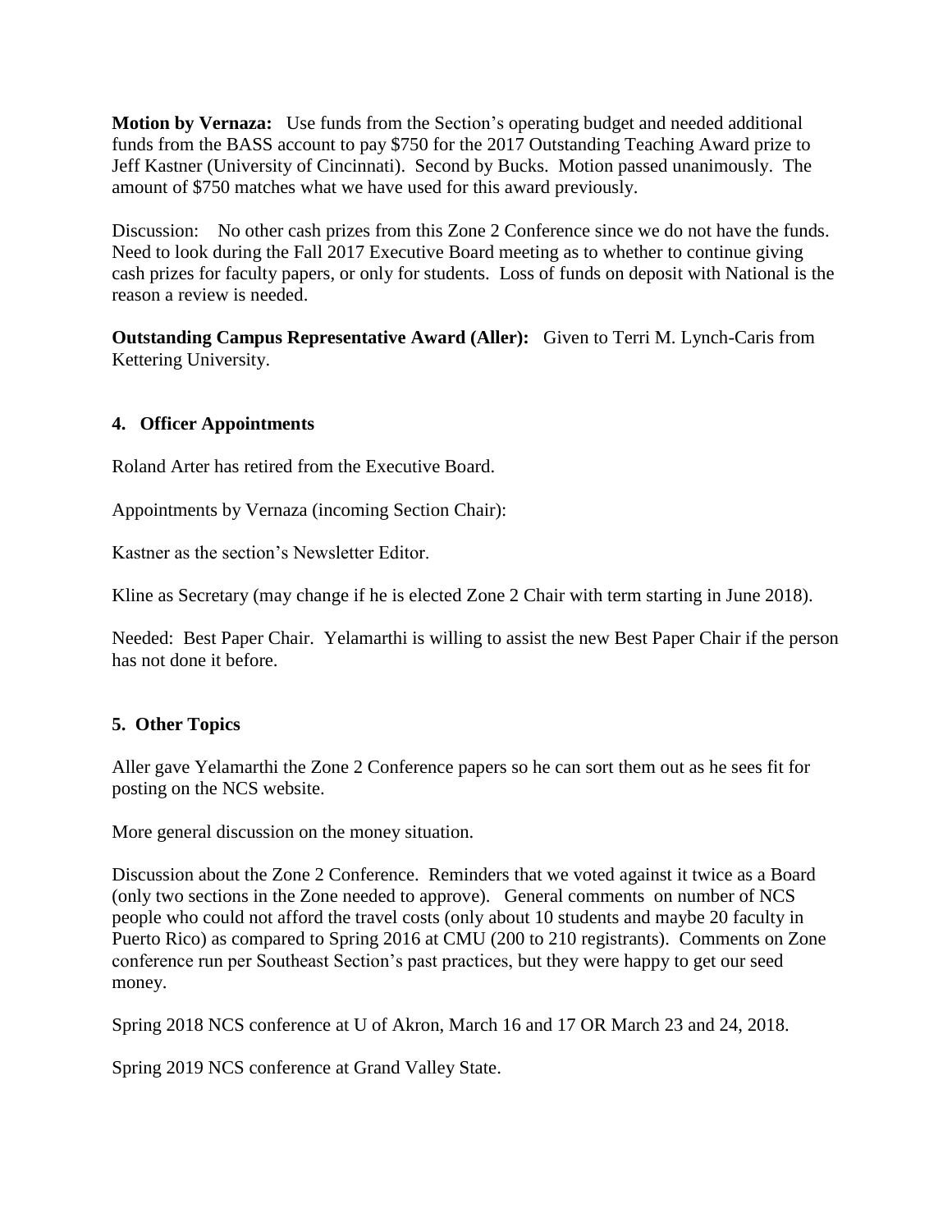**Motion by Vernaza:** Use funds from the Section's operating budget and needed additional funds from the BASS account to pay $750 for the 2017 Outstanding Teaching Award prize to Jeff Kastner (University of Cincinnati). Second by Bucks. Motion passed unanimously. The amount of $750 matches what we have used for this award previously.

Discussion: No other cash prizes from this Zone 2 Conference since we do not have the funds. Need to look during the Fall 2017 Executive Board meeting as to whether to continue giving cash prizes for faculty papers, or only for students. Loss of funds on deposit with National is the reason a review is needed.

**Outstanding Campus Representative Award (Aller):** Given to Terri M. Lynch-Caris from Kettering University.

## 4. Officer Appointments

Roland Arter has retired from the Executive Board.

Appointments by Vernaza (incoming Section Chair):

Kastner as the section's Newsletter Editor.

Kline as Secretary (may change if he is elected Zone 2 Chair with term starting in June 2018).

Needed: Best Paper Chair. Yelamarthi is willing to assist the new Best Paper Chair if the person has not done it before.

## 5. Other Topics

Aller gave Yelamarthi the Zone 2 Conference papers so he can sort them out as he sees fit for posting on the NCS website.

More general discussion on the money situation.

Discussion about the Zone 2 Conference. Reminders that we voted against it twice as a Board (only two sections in the Zone needed to approve). General comments on number of NCS people who could not afford the travel costs (only about 10 students and maybe 20 faculty in Puerto Rico) as compared to Spring 2016 at CMU (200 to 210 registrants). Comments on Zone conference run per Southeast Section's past practices, but they were happy to get our seed money.

Spring 2018 NCS conference at U of Akron, March 16 and 17 OR March 23 and 24, 2018.

Spring 2019 NCS conference at Grand Valley State.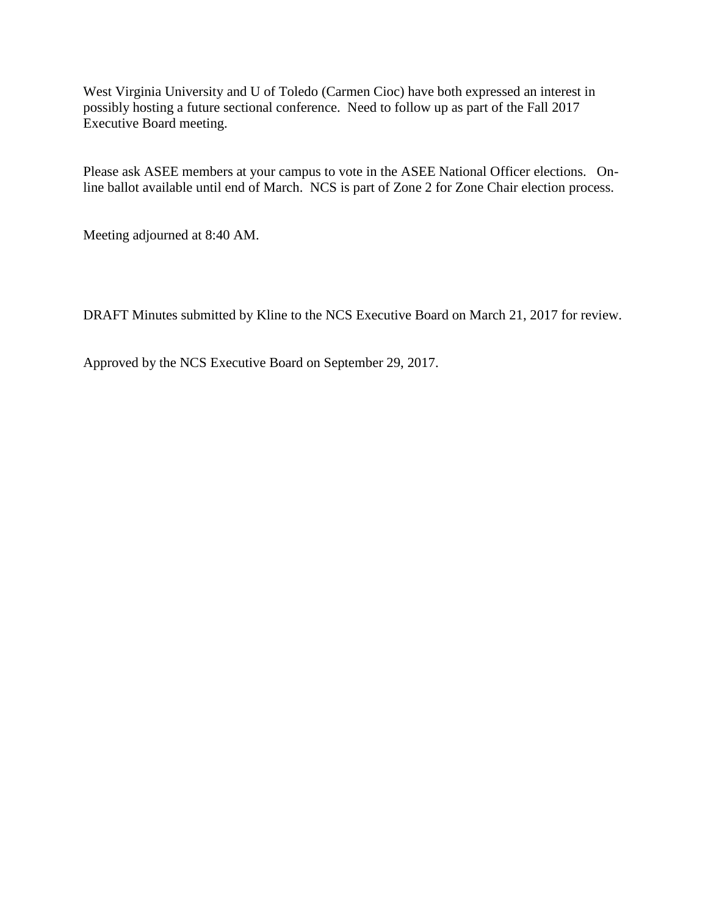West Virginia University and U of Toledo (Carmen Cioc) have both expressed an interest in possibly hosting a future sectional conference. Need to follow up as part of the Fall 2017 Executive Board meeting.

Please ask ASEE members at your campus to vote in the ASEE National Officer elections. On-line ballot available until end of March. NCS is part of Zone 2 for Zone Chair election process.

Meeting adjourned at 8:40 AM.

DRAFT Minutes submitted by Kline to the NCS Executive Board on March 21, 2017 for review.

Approved by the NCS Executive Board on September 29, 2017.